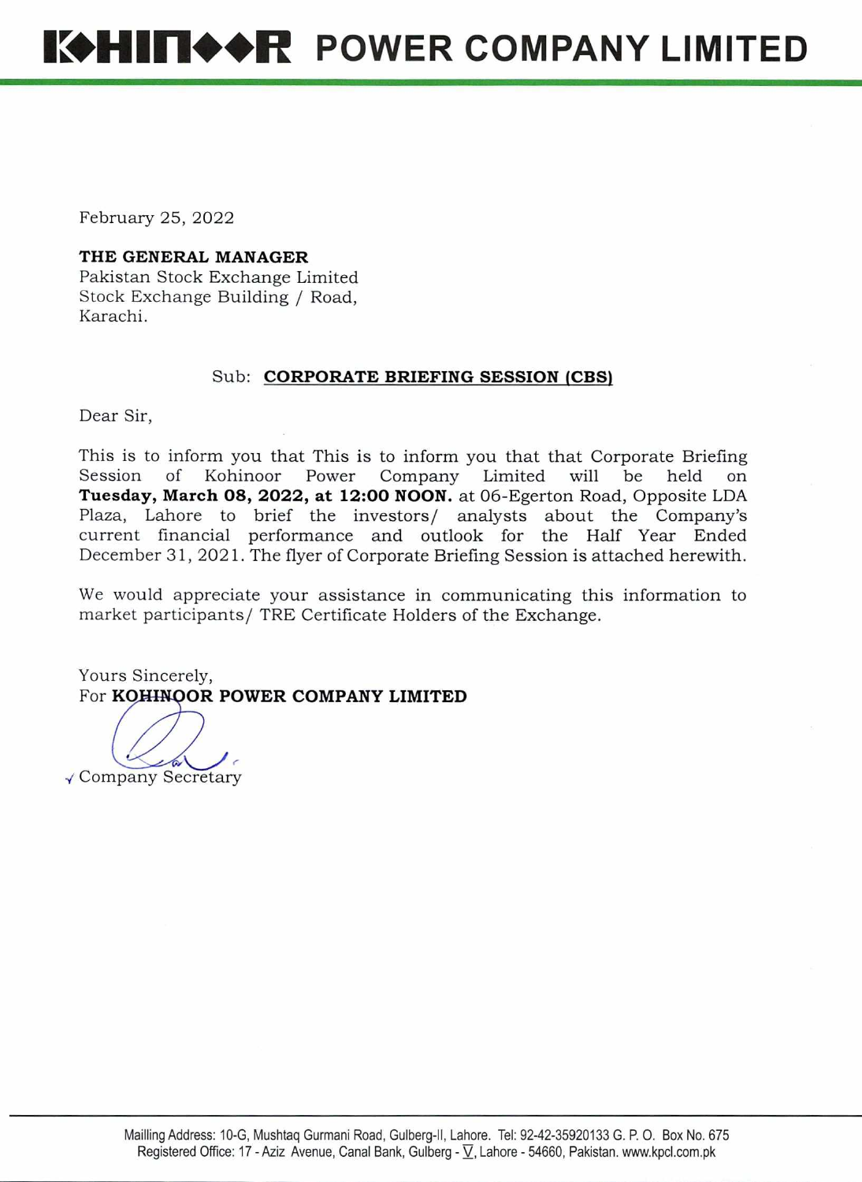# KOHINOOR POWER COMPANY LIMITED

February 25, 2022

**THE GENERAL MANAGER**
Pakistan Stock Exchange Limited
Stock Exchange Building / Road,
Karachi.

Sub: **CORPORATE BRIEFING SESSION (CBS)**

Dear Sir,

This is to inform you that This is to inform you that that Corporate Briefing Session of Kohinoor Power Company Limited will be held on **Tuesday, March 08, 2022, at 12:00 NOON.** at 06-Egerton Road, Opposite LDA Plaza, Lahore to brief the investors/ analysts about the Company's current financial performance and outlook for the Half Year Ended December 31, 2021. The flyer of Corporate Briefing Session is attached herewith.

We would appreciate your assistance in communicating this information to market participants/ TRE Certificate Holders of the Exchange.

Yours Sincerely,
For **KOHINOOR POWER COMPANY LIMITED**

Company Secretary

Mailling Address: 10-G, Mushtaq Gurmani Road, Gulberg-II, Lahore. Tel: 92-42-35920133 G. P. O. Box No. 675
Registered Office: 17 - Aziz Avenue, Canal Bank, Gulberg - V, Lahore - 54660, Pakistan. www.kpcl.com.pk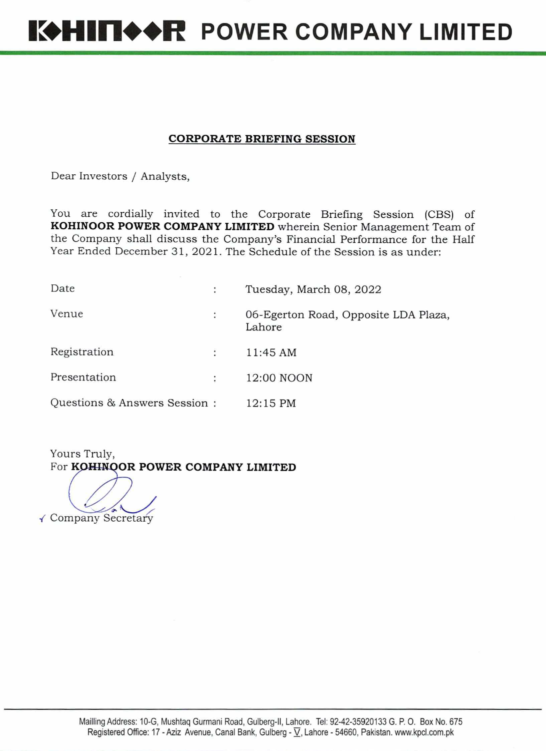# KOHINOOR POWER COMPANY LIMITED

## CORPORATE BRIEFING SESSION

Dear Investors / Analysts,

You are cordially invited to the Corporate Briefing Session (CBS) of **KOHINOOR POWER COMPANY LIMITED** wherein Senior Management Team of the Company shall discuss the Company's Financial Performance for the Half Year Ended December 31, 2021. The Schedule of the Session is as under:

| | | |
|---|---|---|
| Date | : | Tuesday, March 08, 2022 |
| Venue | : | 06-Egerton Road, Opposite LDA Plaza, Lahore |
| Registration | : | 11:45 AM |
| Presentation | : | 12:00 NOON |
| Questions & Answers Session | : | 12:15 PM |

Yours Truly,
For **KOHINOOR POWER COMPANY LIMITED**

Company Secretary

Mailling Address: 10-G, Mushtaq Gurmani Road, Gulberg-II, Lahore. Tel: 92-42-35920133 G. P. O. Box No. 675
Registered Office: 17 - Aziz Avenue, Canal Bank, Gulberg - V, Lahore - 54660, Pakistan. www.kpcl.com.pk